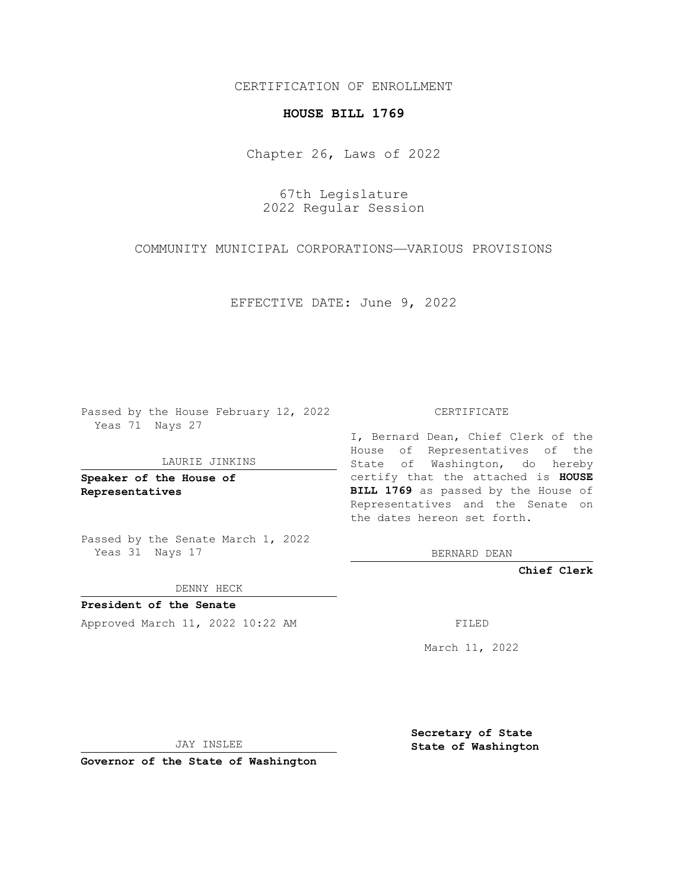CERTIFICATION OF ENROLLMENT

# HOUSE BILL 1769

Chapter 26, Laws of 2022

67th Legislature
2022 Regular Session

COMMUNITY MUNICIPAL CORPORATIONS—VARIOUS PROVISIONS

EFFECTIVE DATE: June 9, 2022

Passed by the House February 12, 2022
Yeas 71 Nays 27

LAURIE JINKINS

**Speaker of the House of Representatives**

Passed by the Senate March 1, 2022
Yeas 31 Nays 17

DENNY HECK

**President of the Senate**

Approved March 11, 2022 10:22 AM

JAY INSLEE

**Governor of the State of Washington**

CERTIFICATE

I, Bernard Dean, Chief Clerk of the House of Representatives of the State of Washington, do hereby certify that the attached is **HOUSE BILL 1769** as passed by the House of Representatives and the Senate on the dates hereon set forth.

BERNARD DEAN

**Chief Clerk**

FILED

March 11, 2022

**Secretary of State**
**State of Washington**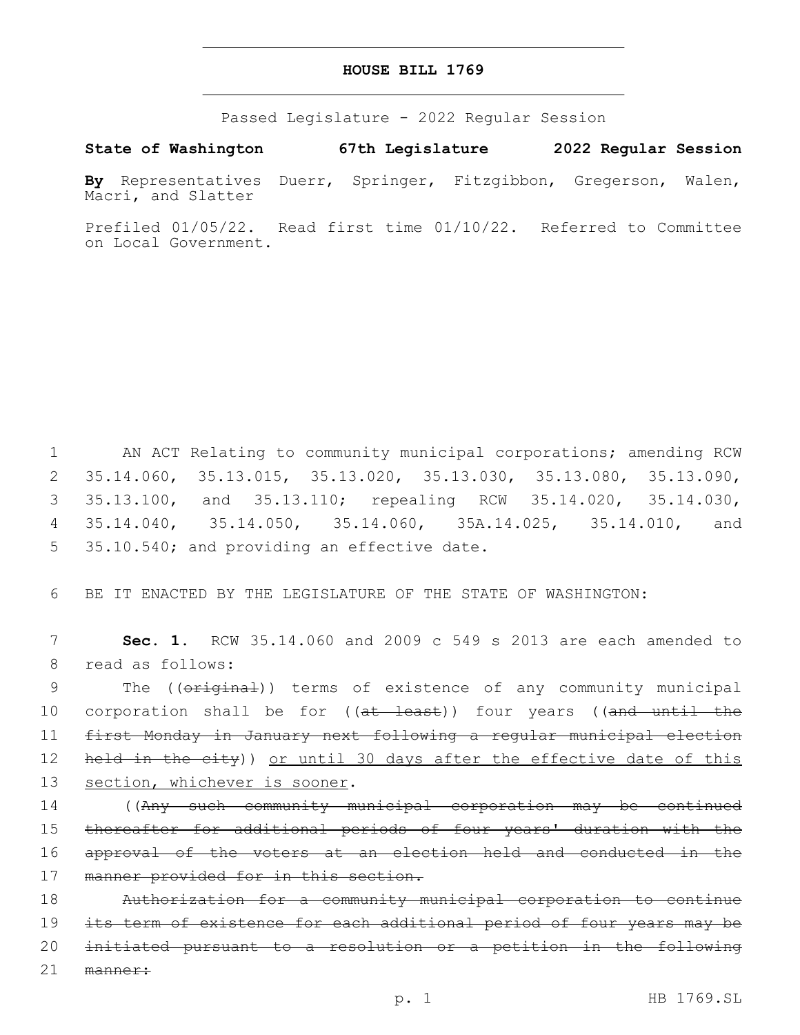# HOUSE BILL 1769

Passed Legislature - 2022 Regular Session

**State of Washington 67th Legislature 2022 Regular Session**

**By** Representatives Duerr, Springer, Fitzgibbon, Gregerson, Walen, Macri, and Slatter

Prefiled 01/05/22. Read first time 01/10/22. Referred to Committee on Local Government.

AN ACT Relating to community municipal corporations; amending RCW 35.14.060, 35.13.015, 35.13.020, 35.13.030, 35.13.080, 35.13.090, 35.13.100, and 35.13.110; repealing RCW 35.14.020, 35.14.030, 35.14.040, 35.14.050, 35.14.060, 35A.14.025, 35.14.010, and 35.10.540; and providing an effective date.

BE IT ENACTED BY THE LEGISLATURE OF THE STATE OF WASHINGTON:

**Sec. 1.** RCW 35.14.060 and 2009 c 549 s 2013 are each amended to read as follows:

The ((~~original~~)) terms of existence of any community municipal corporation shall be for ((~~at least~~)) four years ((~~and until the first Monday in January next following a regular municipal election held in the city~~)) <u>or until 30 days after the effective date of this section, whichever is sooner</u>.

((~~Any such community municipal corporation may be continued thereafter for additional periods of four years' duration with the approval of the voters at an election held and conducted in the manner provided for in this section.~~

~~Authorization for a community municipal corporation to continue its term of existence for each additional period of four years may be initiated pursuant to a resolution or a petition in the following manner:~~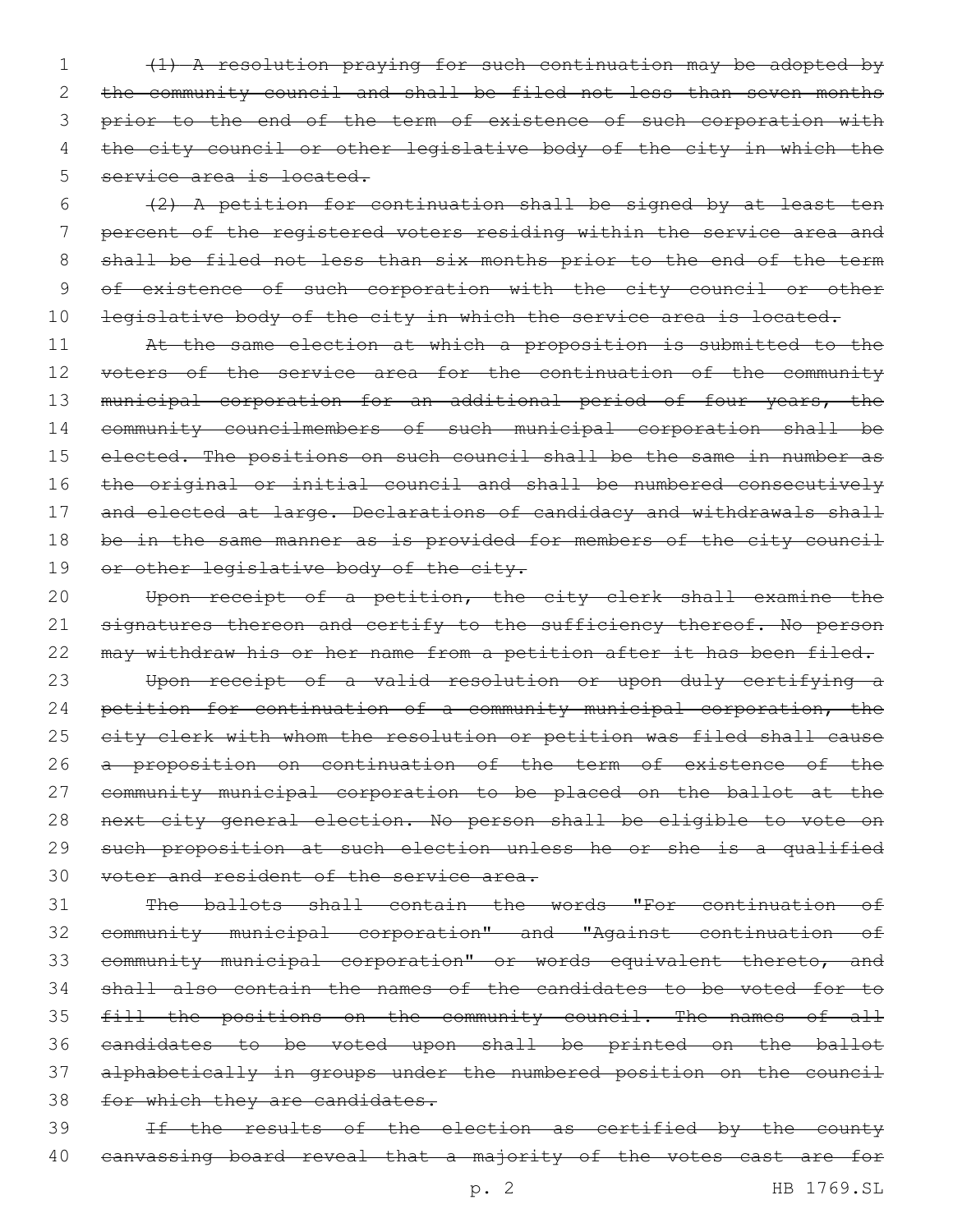~~(1) A resolution praying for such continuation may be adopted by the community council and shall be filed not less than seven months prior to the end of the term of existence of such corporation with the city council or other legislative body of the city in which the service area is located.~~

~~(2) A petition for continuation shall be signed by at least ten percent of the registered voters residing within the service area and shall be filed not less than six months prior to the end of the term of existence of such corporation with the city council or other legislative body of the city in which the service area is located.~~

~~At the same election at which a proposition is submitted to the voters of the service area for the continuation of the community municipal corporation for an additional period of four years, the community councilmembers of such municipal corporation shall be elected. The positions on such council shall be the same in number as the original or initial council and shall be numbered consecutively and elected at large. Declarations of candidacy and withdrawals shall be in the same manner as is provided for members of the city council or other legislative body of the city.~~

~~Upon receipt of a petition, the city clerk shall examine the signatures thereon and certify to the sufficiency thereof. No person may withdraw his or her name from a petition after it has been filed.~~

~~Upon receipt of a valid resolution or upon duly certifying a petition for continuation of a community municipal corporation, the city clerk with whom the resolution or petition was filed shall cause a proposition on continuation of the term of existence of the community municipal corporation to be placed on the ballot at the next city general election. No person shall be eligible to vote on such proposition at such election unless he or she is a qualified voter and resident of the service area.~~

~~The ballots shall contain the words "For continuation of community municipal corporation" and "Against continuation of community municipal corporation" or words equivalent thereto, and shall also contain the names of the candidates to be voted for to fill the positions on the community council. The names of all candidates to be voted upon shall be printed on the ballot alphabetically in groups under the numbered position on the council for which they are candidates.~~

~~If the results of the election as certified by the county canvassing board reveal that a majority of the votes cast are for~~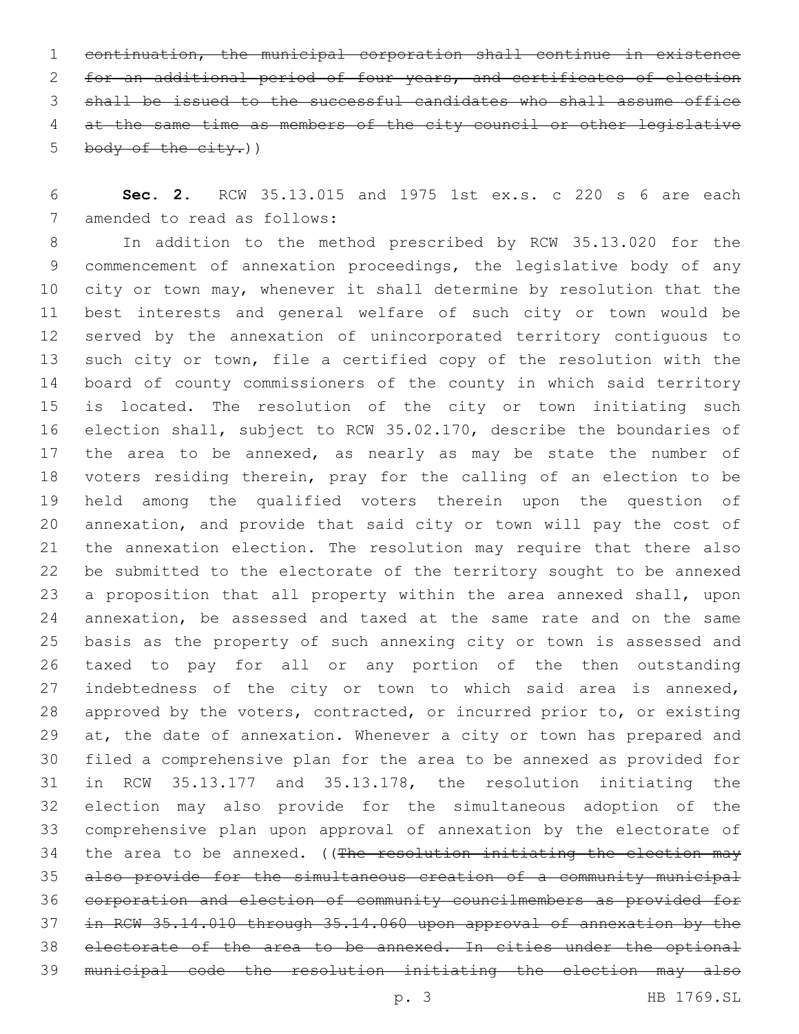~~continuation, the municipal corporation shall continue in existence for an additional period of four years, and certificates of election shall be issued to the successful candidates who shall assume office at the same time as members of the city council or other legislative body of the city.~~))

**Sec. 2.** RCW 35.13.015 and 1975 1st ex.s. c 220 s 6 are each amended to read as follows:

In addition to the method prescribed by RCW 35.13.020 for the commencement of annexation proceedings, the legislative body of any city or town may, whenever it shall determine by resolution that the best interests and general welfare of such city or town would be served by the annexation of unincorporated territory contiguous to such city or town, file a certified copy of the resolution with the board of county commissioners of the county in which said territory is located. The resolution of the city or town initiating such election shall, subject to RCW 35.02.170, describe the boundaries of the area to be annexed, as nearly as may be state the number of voters residing therein, pray for the calling of an election to be held among the qualified voters therein upon the question of annexation, and provide that said city or town will pay the cost of the annexation election. The resolution may require that there also be submitted to the electorate of the territory sought to be annexed a proposition that all property within the area annexed shall, upon annexation, be assessed and taxed at the same rate and on the same basis as the property of such annexing city or town is assessed and taxed to pay for all or any portion of the then outstanding indebtedness of the city or town to which said area is annexed, approved by the voters, contracted, or incurred prior to, or existing at, the date of annexation. Whenever a city or town has prepared and filed a comprehensive plan for the area to be annexed as provided for in RCW 35.13.177 and 35.13.178, the resolution initiating the election may also provide for the simultaneous adoption of the comprehensive plan upon approval of annexation by the electorate of the area to be annexed. ((~~The resolution initiating the election may also provide for the simultaneous creation of a community municipal corporation and election of community councilmembers as provided for in RCW 35.14.010 through 35.14.060 upon approval of annexation by the electorate of the area to be annexed. In cities under the optional municipal code the resolution initiating the election may also~~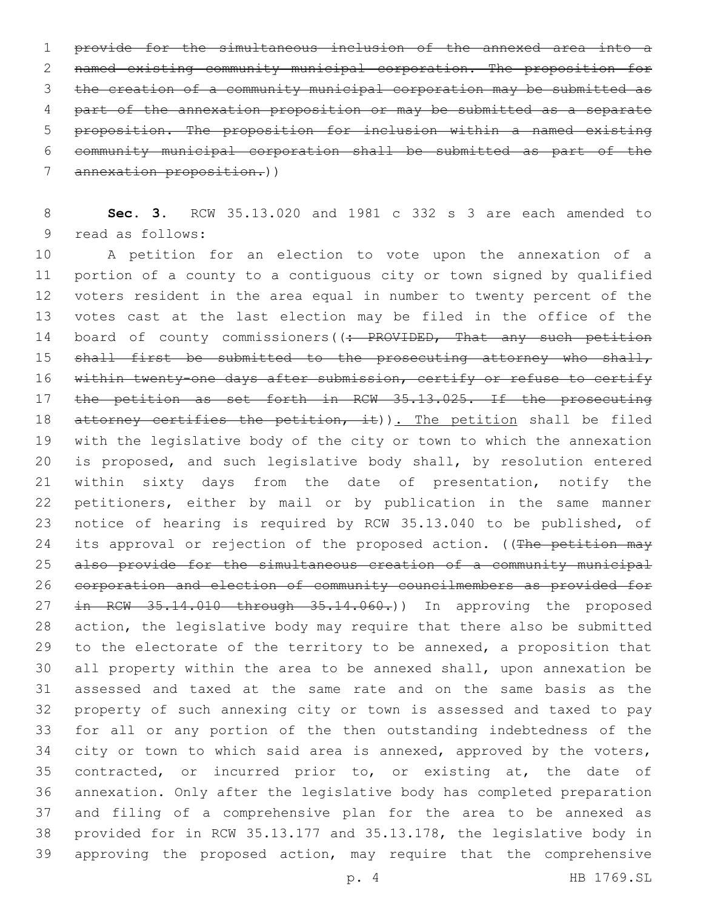~~provide for the simultaneous inclusion of the annexed area into a named existing community municipal corporation. The proposition for the creation of a community municipal corporation may be submitted as part of the annexation proposition or may be submitted as a separate proposition. The proposition for inclusion within a named existing community municipal corporation shall be submitted as part of the annexation proposition.~~))

**Sec. 3.** RCW 35.13.020 and 1981 c 332 s 3 are each amended to read as follows:

A petition for an election to vote upon the annexation of a portion of a county to a contiguous city or town signed by qualified voters resident in the area equal in number to twenty percent of the votes cast at the last election may be filed in the office of the board of county commissioners((~~: PROVIDED, That any such petition shall first be submitted to the prosecuting attorney who shall, within twenty-one days after submission, certify or refuse to certify the petition as set forth in RCW 35.13.025. If the prosecuting attorney certifies the petition, it~~)). The petition shall be filed with the legislative body of the city or town to which the annexation is proposed, and such legislative body shall, by resolution entered within sixty days from the date of presentation, notify the petitioners, either by mail or by publication in the same manner notice of hearing is required by RCW 35.13.040 to be published, of its approval or rejection of the proposed action. ((~~The petition may also provide for the simultaneous creation of a community municipal corporation and election of community councilmembers as provided for in RCW 35.14.010 through 35.14.060.~~)) In approving the proposed action, the legislative body may require that there also be submitted to the electorate of the territory to be annexed, a proposition that all property within the area to be annexed shall, upon annexation be assessed and taxed at the same rate and on the same basis as the property of such annexing city or town is assessed and taxed to pay for all or any portion of the then outstanding indebtedness of the city or town to which said area is annexed, approved by the voters, contracted, or incurred prior to, or existing at, the date of annexation. Only after the legislative body has completed preparation and filing of a comprehensive plan for the area to be annexed as provided for in RCW 35.13.177 and 35.13.178, the legislative body in approving the proposed action, may require that the comprehensive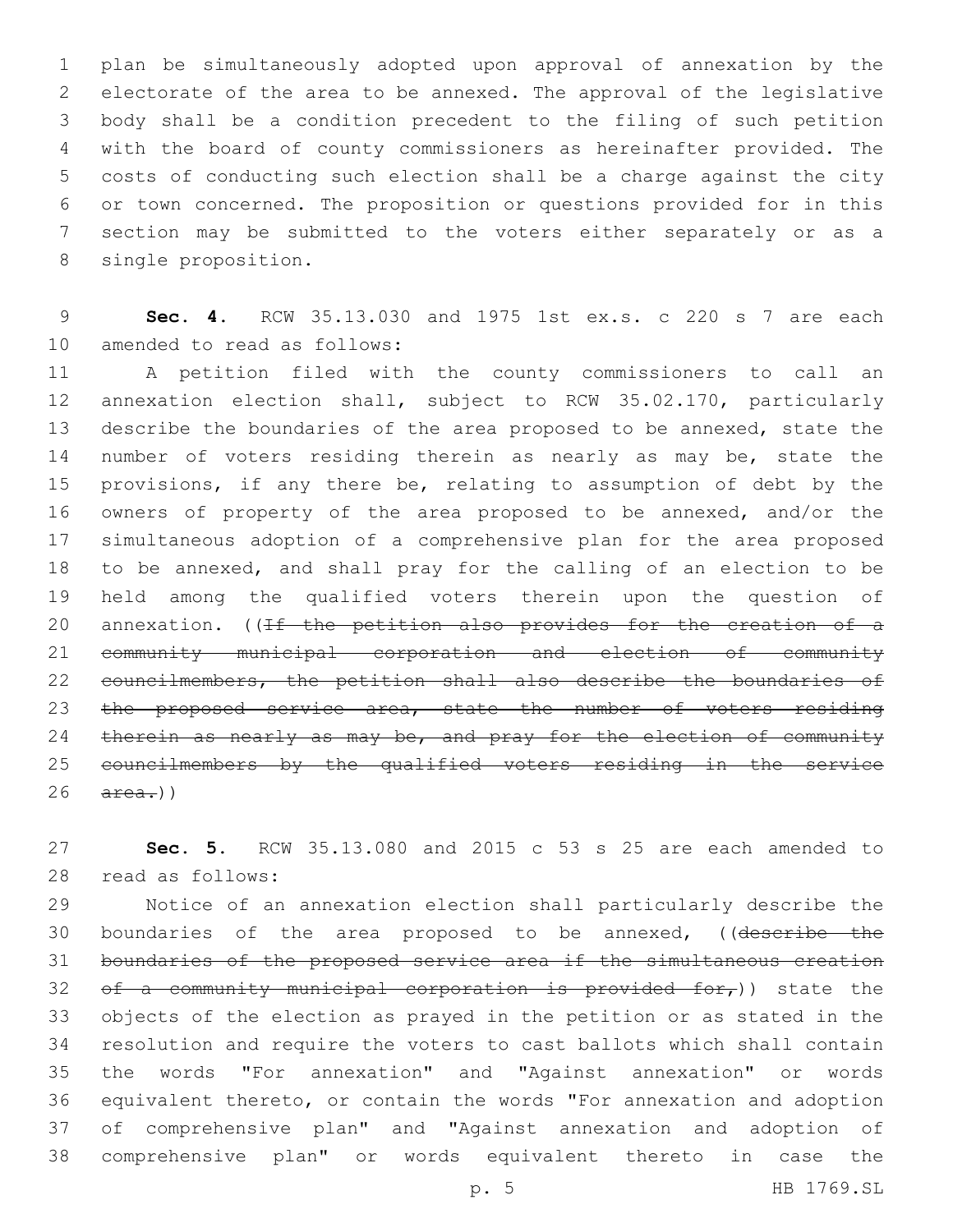plan be simultaneously adopted upon approval of annexation by the electorate of the area to be annexed. The approval of the legislative body shall be a condition precedent to the filing of such petition with the board of county commissioners as hereinafter provided. The costs of conducting such election shall be a charge against the city or town concerned. The proposition or questions provided for in this section may be submitted to the voters either separately or as a single proposition.

**Sec. 4.** RCW 35.13.030 and 1975 1st ex.s. c 220 s 7 are each amended to read as follows:

A petition filed with the county commissioners to call an annexation election shall, subject to RCW 35.02.170, particularly describe the boundaries of the area proposed to be annexed, state the number of voters residing therein as nearly as may be, state the provisions, if any there be, relating to assumption of debt by the owners of property of the area proposed to be annexed, and/or the simultaneous adoption of a comprehensive plan for the area proposed to be annexed, and shall pray for the calling of an election to be held among the qualified voters therein upon the question of annexation. ((~~If the petition also provides for the creation of a community municipal corporation and election of community councilmembers, the petition shall also describe the boundaries of the proposed service area, state the number of voters residing therein as nearly as may be, and pray for the election of community councilmembers by the qualified voters residing in the service area.~~))

**Sec. 5.** RCW 35.13.080 and 2015 c 53 s 25 are each amended to read as follows:

Notice of an annexation election shall particularly describe the boundaries of the area proposed to be annexed, ((~~describe the boundaries of the proposed service area if the simultaneous creation of a community municipal corporation is provided for,~~)) state the objects of the election as prayed in the petition or as stated in the resolution and require the voters to cast ballots which shall contain the words "For annexation" and "Against annexation" or words equivalent thereto, or contain the words "For annexation and adoption of comprehensive plan" and "Against annexation and adoption of comprehensive plan" or words equivalent thereto in case the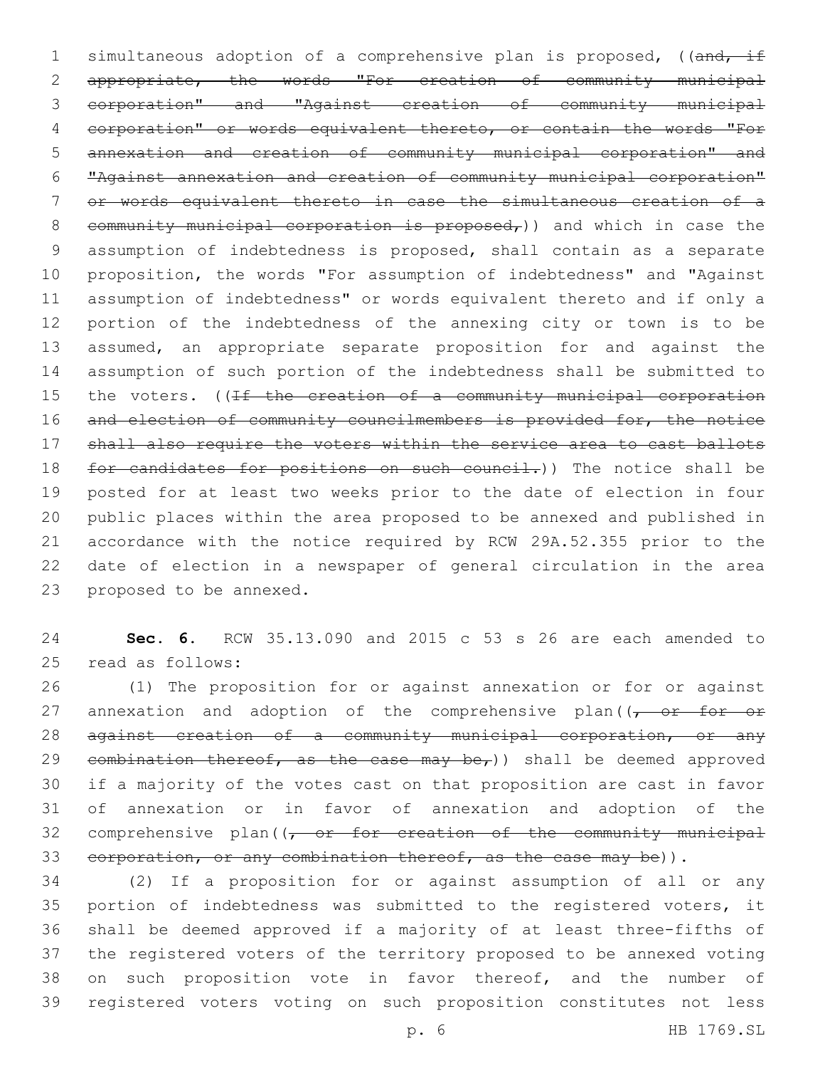simultaneous adoption of a comprehensive plan is proposed, ((~~and, if appropriate, the words "For creation of community municipal corporation" and "Against creation of community municipal corporation" or words equivalent thereto, or contain the words "For annexation and creation of community municipal corporation" and "Against annexation and creation of community municipal corporation" or words equivalent thereto in case the simultaneous creation of a community municipal corporation is proposed,~~)) and which in case the assumption of indebtedness is proposed, shall contain as a separate proposition, the words "For assumption of indebtedness" and "Against assumption of indebtedness" or words equivalent thereto and if only a portion of the indebtedness of the annexing city or town is to be assumed, an appropriate separate proposition for and against the assumption of such portion of the indebtedness shall be submitted to the voters. ((~~If the creation of a community municipal corporation and election of community councilmembers is provided for, the notice shall also require the voters within the service area to cast ballots for candidates for positions on such council.~~)) The notice shall be posted for at least two weeks prior to the date of election in four public places within the area proposed to be annexed and published in accordance with the notice required by RCW 29A.52.355 prior to the date of election in a newspaper of general circulation in the area proposed to be annexed.

**Sec. 6.** RCW 35.13.090 and 2015 c 53 s 26 are each amended to read as follows:

(1) The proposition for or against annexation or for or against annexation and adoption of the comprehensive plan((~~, or for or against creation of a community municipal corporation, or any combination thereof, as the case may be,~~)) shall be deemed approved if a majority of the votes cast on that proposition are cast in favor of annexation or in favor of annexation and adoption of the comprehensive plan((~~, or for creation of the community municipal corporation, or any combination thereof, as the case may be~~)).

(2) If a proposition for or against assumption of all or any portion of indebtedness was submitted to the registered voters, it shall be deemed approved if a majority of at least three-fifths of the registered voters of the territory proposed to be annexed voting on such proposition vote in favor thereof, and the number of registered voters voting on such proposition constitutes not less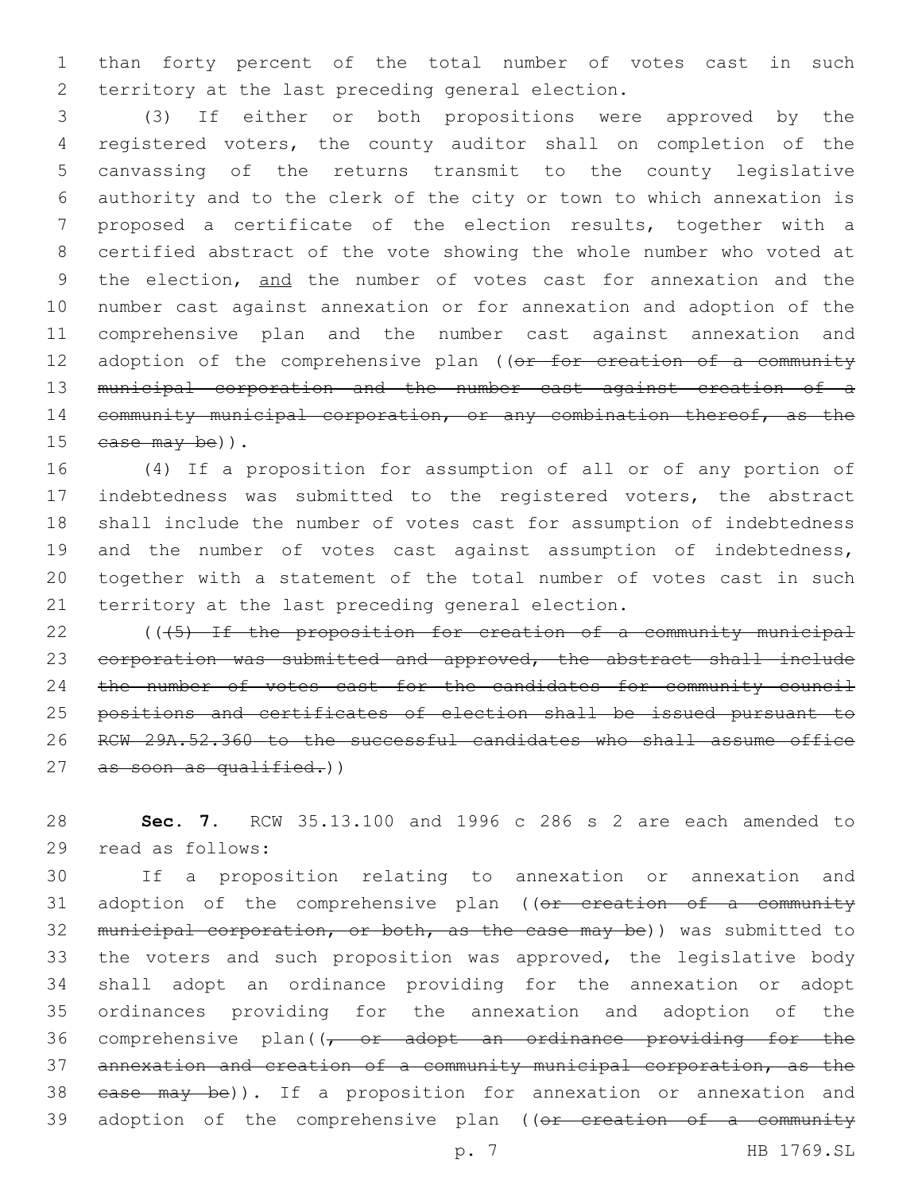than forty percent of the total number of votes cast in such territory at the last preceding general election.

(3) If either or both propositions were approved by the registered voters, the county auditor shall on completion of the canvassing of the returns transmit to the county legislative authority and to the clerk of the city or town to which annexation is proposed a certificate of the election results, together with a certified abstract of the vote showing the whole number who voted at the election, and the number of votes cast for annexation and the number cast against annexation or for annexation and adoption of the comprehensive plan and the number cast against annexation and adoption of the comprehensive plan ((~~or for creation of a community municipal corporation and the number cast against creation of a community municipal corporation, or any combination thereof, as the case may be~~)).

(4) If a proposition for assumption of all or of any portion of indebtedness was submitted to the registered voters, the abstract shall include the number of votes cast for assumption of indebtedness and the number of votes cast against assumption of indebtedness, together with a statement of the total number of votes cast in such territory at the last preceding general election.

((~~(5) If the proposition for creation of a community municipal corporation was submitted and approved, the abstract shall include the number of votes cast for the candidates for community council positions and certificates of election shall be issued pursuant to RCW 29A.52.360 to the successful candidates who shall assume office as soon as qualified.~~))

**Sec. 7.** RCW 35.13.100 and 1996 c 286 s 2 are each amended to read as follows:

If a proposition relating to annexation or annexation and adoption of the comprehensive plan ((~~or creation of a community municipal corporation, or both, as the case may be~~)) was submitted to the voters and such proposition was approved, the legislative body shall adopt an ordinance providing for the annexation or adopt ordinances providing for the annexation and adoption of the comprehensive plan((~~, or adopt an ordinance providing for the annexation and creation of a community municipal corporation, as the case may be~~)). If a proposition for annexation or annexation and adoption of the comprehensive plan ((~~or creation of a community~~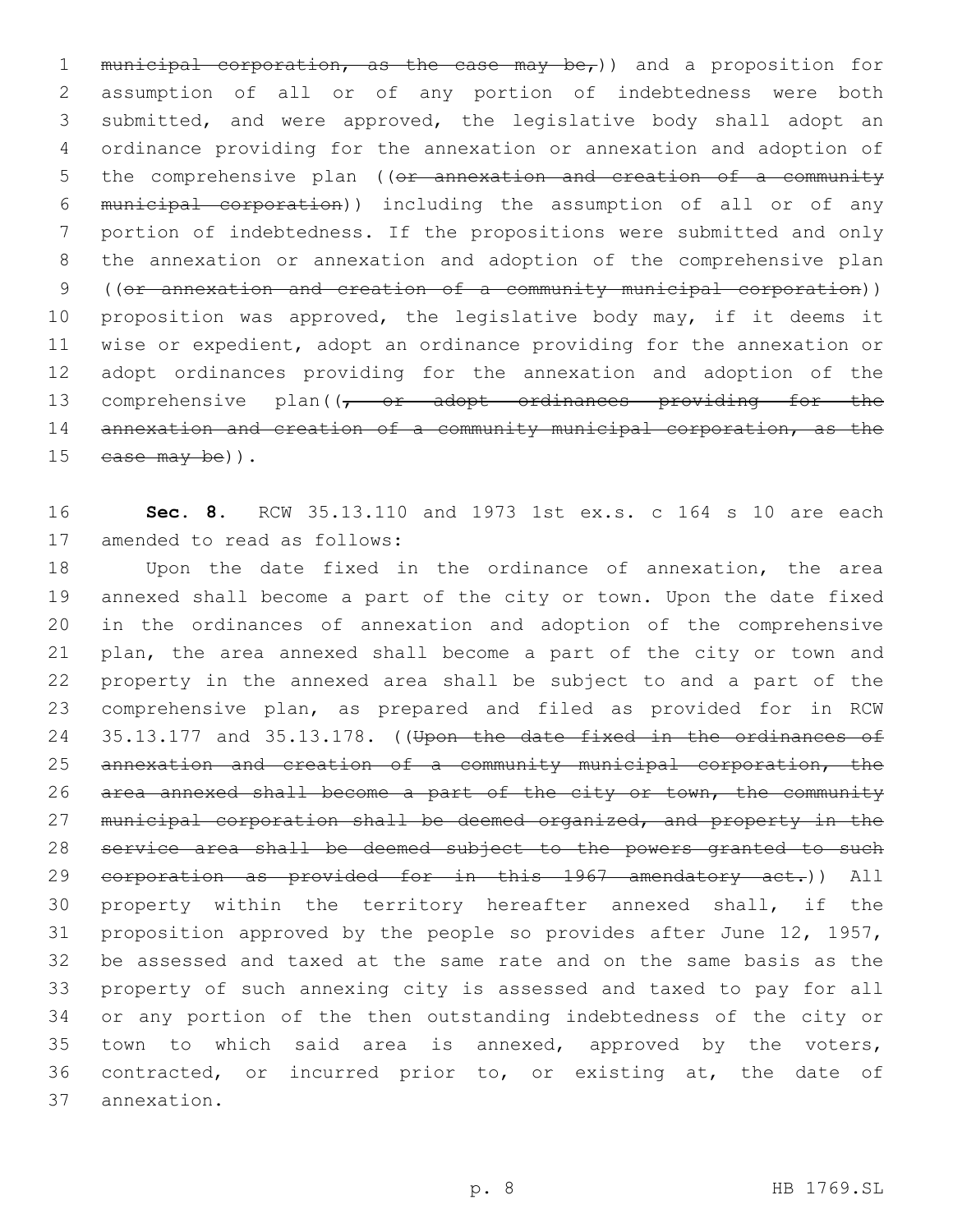~~municipal corporation, as the case may be,~~)) and a proposition for assumption of all or of any portion of indebtedness were both submitted, and were approved, the legislative body shall adopt an ordinance providing for the annexation or annexation and adoption of the comprehensive plan ((~~or annexation and creation of a community municipal corporation~~)) including the assumption of all or of any portion of indebtedness. If the propositions were submitted and only the annexation or annexation and adoption of the comprehensive plan ((~~or annexation and creation of a community municipal corporation~~)) proposition was approved, the legislative body may, if it deems it wise or expedient, adopt an ordinance providing for the annexation or adopt ordinances providing for the annexation and adoption of the comprehensive plan((~~, or adopt ordinances providing for the annexation and creation of a community municipal corporation, as the case may be~~)).

**Sec. 8.** RCW 35.13.110 and 1973 1st ex.s. c 164 s 10 are each amended to read as follows:

Upon the date fixed in the ordinance of annexation, the area annexed shall become a part of the city or town. Upon the date fixed in the ordinances of annexation and adoption of the comprehensive plan, the area annexed shall become a part of the city or town and property in the annexed area shall be subject to and a part of the comprehensive plan, as prepared and filed as provided for in RCW 35.13.177 and 35.13.178. ((~~Upon the date fixed in the ordinances of annexation and creation of a community municipal corporation, the area annexed shall become a part of the city or town, the community municipal corporation shall be deemed organized, and property in the service area shall be deemed subject to the powers granted to such corporation as provided for in this 1967 amendatory act.~~)) All property within the territory hereafter annexed shall, if the proposition approved by the people so provides after June 12, 1957, be assessed and taxed at the same rate and on the same basis as the property of such annexing city is assessed and taxed to pay for all or any portion of the then outstanding indebtedness of the city or town to which said area is annexed, approved by the voters, contracted, or incurred prior to, or existing at, the date of annexation.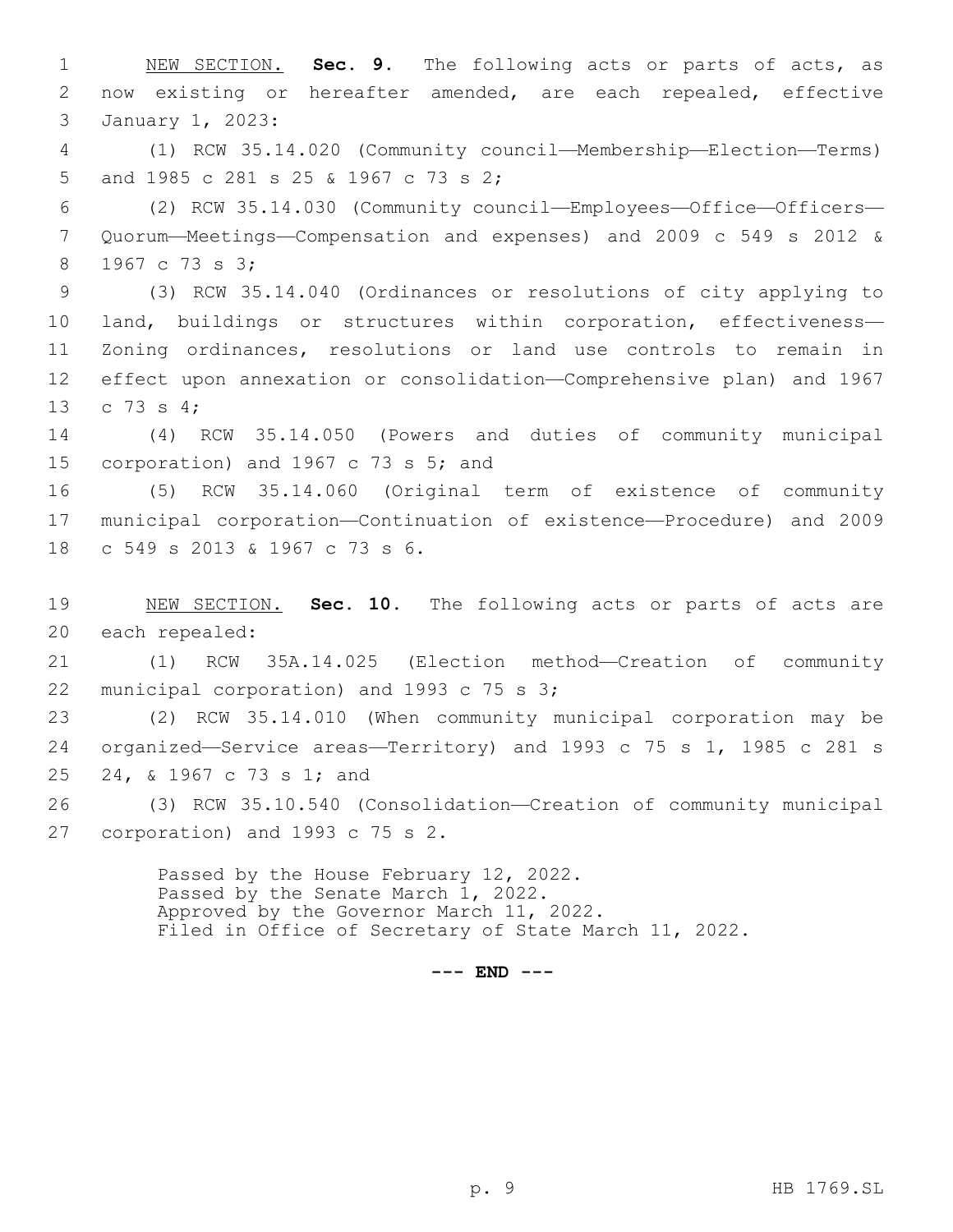NEW SECTION. **Sec. 9.** The following acts or parts of acts, as now existing or hereafter amended, are each repealed, effective January 1, 2023:

(1) RCW 35.14.020 (Community council—Membership—Election—Terms) and 1985 c 281 s 25 & 1967 c 73 s 2;

(2) RCW 35.14.030 (Community council—Employees—Office—Officers—Quorum—Meetings—Compensation and expenses) and 2009 c 549 s 2012 & 1967 c 73 s 3;

(3) RCW 35.14.040 (Ordinances or resolutions of city applying to land, buildings or structures within corporation, effectiveness—Zoning ordinances, resolutions or land use controls to remain in effect upon annexation or consolidation—Comprehensive plan) and 1967 c 73 s 4;

(4) RCW 35.14.050 (Powers and duties of community municipal corporation) and 1967 c 73 s 5; and

(5) RCW 35.14.060 (Original term of existence of community municipal corporation—Continuation of existence—Procedure) and 2009 c 549 s 2013 & 1967 c 73 s 6.

NEW SECTION. **Sec. 10.** The following acts or parts of acts are each repealed:

(1) RCW 35A.14.025 (Election method—Creation of community municipal corporation) and 1993 c 75 s 3;

(2) RCW 35.14.010 (When community municipal corporation may be organized—Service areas—Territory) and 1993 c 75 s 1, 1985 c 281 s 24, & 1967 c 73 s 1; and

(3) RCW 35.10.540 (Consolidation—Creation of community municipal corporation) and 1993 c 75 s 2.

Passed by the House February 12, 2022.
Passed by the Senate March 1, 2022.
Approved by the Governor March 11, 2022.
Filed in Office of Secretary of State March 11, 2022.

**--- END ---**